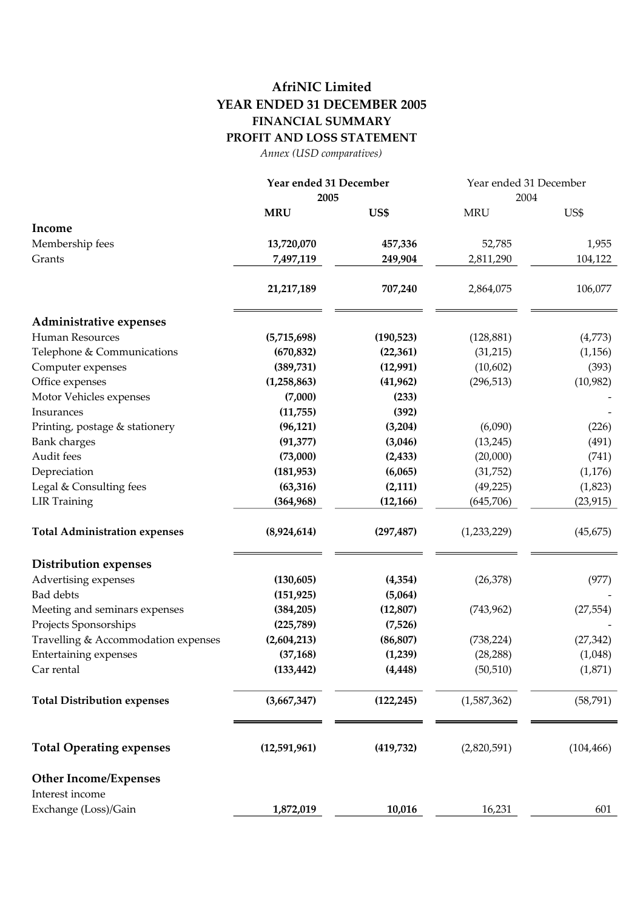# AfriNIC Limited
## YEAR ENDED 31 DECEMBER 2005
## FINANCIAL SUMMARY
## PROFIT AND LOSS STATEMENT

*Annex (USD comparatives)*

| | Year ended 31 December 2005 | | Year ended 31 December 2004 | |
|---|---|---|---|---|
| | **MRU** | **US$** | MRU | US$ |
| **Income** | | | | |
| Membership fees | **13,720,070** | **457,336** | 52,785 | 1,955 |
| Grants | **7,497,119** | **249,904** | 2,811,290 | 104,122 |
| | **21,217,189** | **707,240** | 2,864,075 | 106,077 |
| **Administrative expenses** | | | | |
| Human Resources | **(5,715,698)** | **(190,523)** | (128,881) | (4,773) |
| Telephone & Communications | **(670,832)** | **(22,361)** | (31,215) | (1,156) |
| Computer expenses | **(389,731)** | **(12,991)** | (10,602) | (393) |
| Office expenses | **(1,258,863)** | **(41,962)** | (296,513) | (10,982) |
| Motor Vehicles expenses | **(7,000)** | **(233)** | | - |
| Insurances | **(11,755)** | **(392)** | | - |
| Printing, postage & stationery | **(96,121)** | **(3,204)** | (6,090) | (226) |
| Bank charges | **(91,377)** | **(3,046)** | (13,245) | (491) |
| Audit fees | **(73,000)** | **(2,433)** | (20,000) | (741) |
| Depreciation | **(181,953)** | **(6,065)** | (31,752) | (1,176) |
| Legal & Consulting fees | **(63,316)** | **(2,111)** | (49,225) | (1,823) |
| LIR Training | **(364,968)** | **(12,166)** | (645,706) | (23,915) |
| **Total Administration expenses** | **(8,924,614)** | **(297,487)** | (1,233,229) | (45,675) |
| **Distribution expenses** | | | | |
| Advertising expenses | **(130,605)** | **(4,354)** | (26,378) | (977) |
| Bad debts | **(151,925)** | **(5,064)** | | - |
| Meeting and seminars expenses | **(384,205)** | **(12,807)** | (743,962) | (27,554) |
| Projects Sponsorships | **(225,789)** | **(7,526)** | | - |
| Travelling & Accommodation expenses | **(2,604,213)** | **(86,807)** | (738,224) | (27,342) |
| Entertaining expenses | **(37,168)** | **(1,239)** | (28,288) | (1,048) |
| Car rental | **(133,442)** | **(4,448)** | (50,510) | (1,871) |
| **Total Distribution expenses** | **(3,667,347)** | **(122,245)** | (1,587,362) | (58,791) |
| **Total Operating expenses** | **(12,591,961)** | **(419,732)** | (2,820,591) | (104,466) |
| **Other Income/Expenses** | | | | |
| Interest income | | | | |
| Exchange (Loss)/Gain | **1,872,019** | **10,016** | 16,231 | 601 |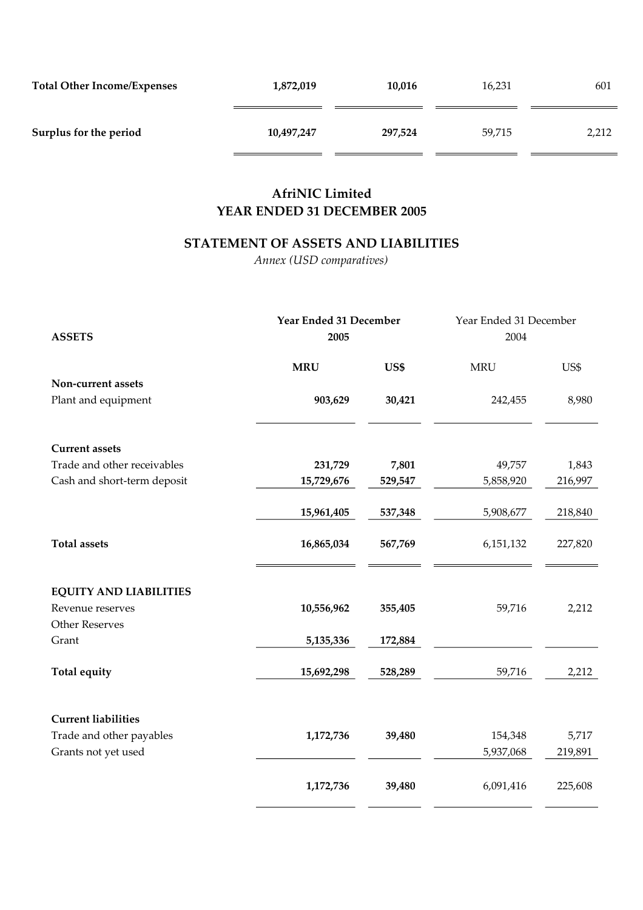| | | | | |
|---|---|---|---|---|
| **Total Other Income/Expenses** | **1,872,019** | **10,016** | 16,231 | 601 |
| **Surplus for the period** | **10,497,247** | **297,524** | 59,715 | 2,212 |

**AfriNIC Limited**
**YEAR ENDED 31 DECEMBER 2005**

## STATEMENT OF ASSETS AND LIABILITIES

*Annex (USD comparatives)*

| **ASSETS** | **Year Ended 31 December 2005** | | Year Ended 31 December 2004 | |
|---|---|---|---|---|
| | **MRU** | **US$** | MRU | US$ |
| **Non-current assets** | | | | |
| Plant and equipment | **903,629** | **30,421** | 242,455 | 8,980 |
| **Current assets** | | | | |
| Trade and other receivables | **231,729** | **7,801** | 49,757 | 1,843 |
| Cash and short-term deposit | **15,729,676** | **529,547** | 5,858,920 | 216,997 |
| | **15,961,405** | **537,348** | 5,908,677 | 218,840 |
| **Total assets** | **16,865,034** | **567,769** | 6,151,132 | 227,820 |
| **EQUITY AND LIABILITIES** | | | | |
| Revenue reserves | **10,556,962** | **355,405** | 59,716 | 2,212 |
| Other Reserves | | | | |
| Grant | **5,135,336** | **172,884** | | |
| **Total equity** | **15,692,298** | **528,289** | 59,716 | 2,212 |
| **Current liabilities** | | | | |
| Trade and other payables | **1,172,736** | **39,480** | 154,348 | 5,717 |
| Grants not yet used | | | 5,937,068 | 219,891 |
| | **1,172,736** | **39,480** | 6,091,416 | 225,608 |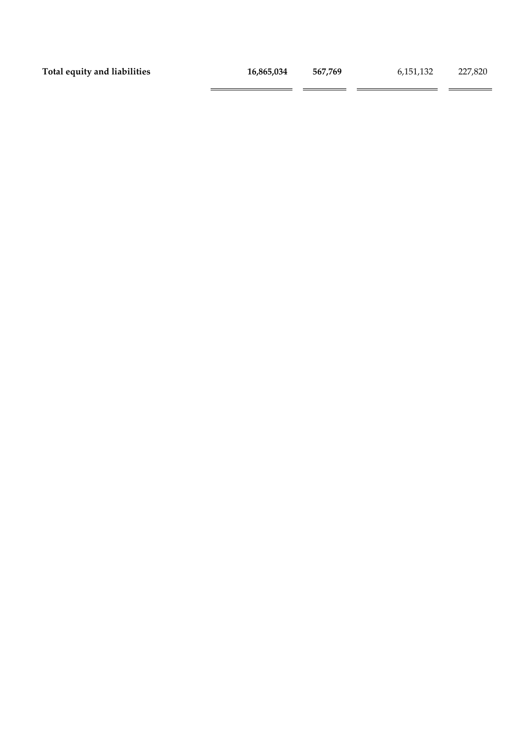| | | | | |
|---|---|---|---|---|
| **Total equity and liabilities** | **16,865,034** | **567,769** | 6,151,132 | 227,820 |